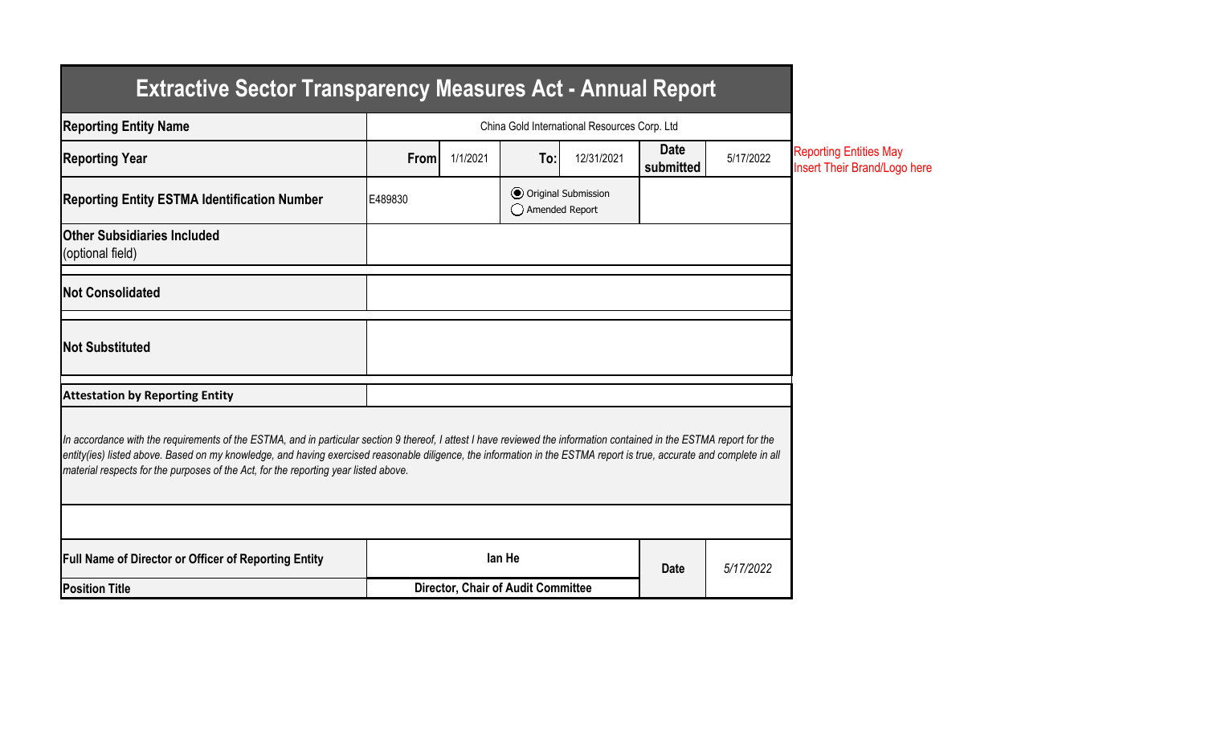# Extractive Sector Transparency Measures Act - Annual Report

| | | | | | | |
|---|---|---|---|---|---|---|
| **Reporting Entity Name** | China Gold International Resources Corp. Ltd | | | | | |
| **Reporting Year** | **From** | 1/1/2021 | **To:** | 12/31/2021 | **Date submitted** | 5/17/2022 |
| **Reporting Entity ESTMA Identification Number** | E489830 | | ● Original Submission<br>○ Amended Report | | | |
| **Other Subsidiaries Included** (optional field) | | | | | | |
| **Not Consolidated** | | | | | | |
| **Not Substituted** | | | | | | |

Reporting Entities May Insert Their Brand/Logo here

**Attestation by Reporting Entity**

*In accordance with the requirements of the ESTMA, and in particular section 9 thereof, I attest I have reviewed the information contained in the ESTMA report for the entity(ies) listed above. Based on my knowledge, and having exercised reasonable diligence, the information in the ESTMA report is true, accurate and complete in all material respects for the purposes of the Act, for the reporting year listed above.*

| | | | |
|---|---|---|---|
| **Full Name of Director or Officer of Reporting Entity** | **Ian He** | **Date** | *5/17/2022* |
| **Position Title** | **Director, Chair of Audit Committee** | | |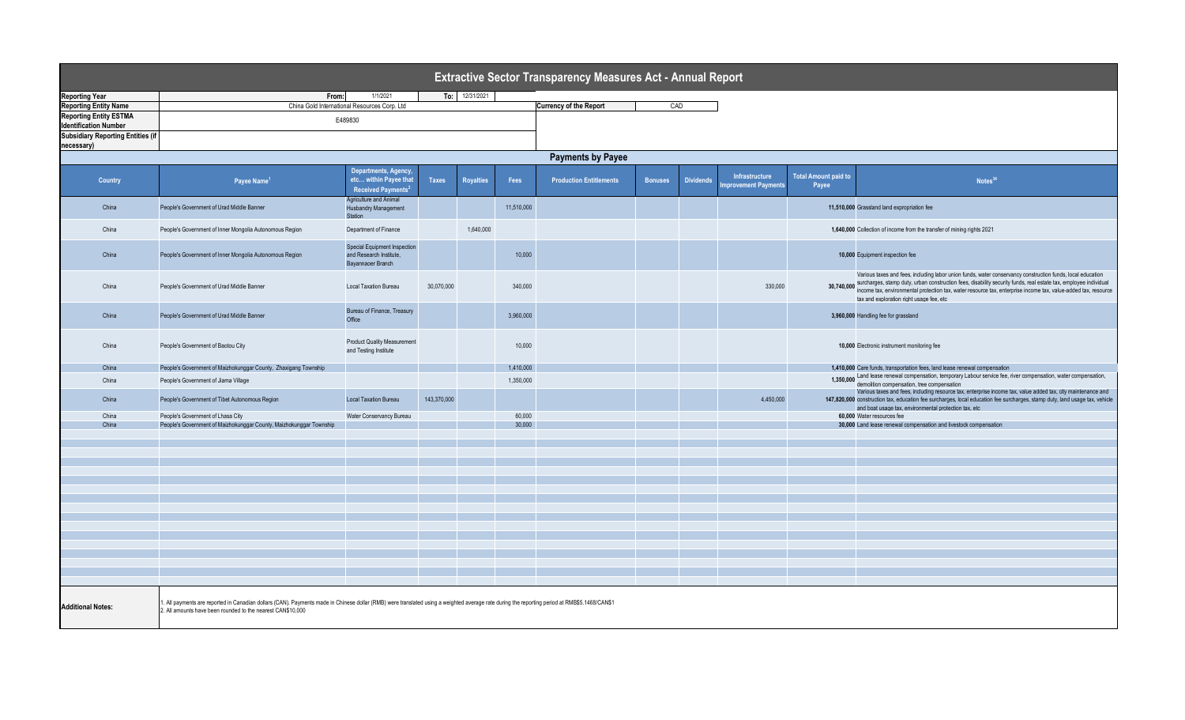# Extractive Sector Transparency Measures Act - Annual Report

| | | | |
|---|---|---|---|
| **Reporting Year** | From: 1/1/2021 | To: 12/31/2021 | |
| **Reporting Entity Name** | China Gold International Resources Corp. Ltd | **Currency of the Report** | CAD |
| **Reporting Entity ESTMA Identification Number** | E489830 | | |
| **Subsidiary Reporting Entities (if necessary)** | | | |

## Payments by Payee

| Country | Payee Name[1] | Departments, Agency, etc... within Payee that Received Payments[2] | Taxes | Royalties | Fees | Production Entitlements | Bonuses | Dividends | Infrastructure Improvement Payments | Total Amount paid to Payee | Notes[34] |
|---|---|---|---|---|---|---|---|---|---|---|---|
| China | People's Government of Urad Middle Banner | Agriculture and Animal Husbandry Management Station | | | 11,510,000 | | | | | 11,510,000 | Grassland land expropriation fee |
| China | People's Government of Inner Mongolia Autonomous Region | Department of Finance | | 1,640,000 | | | | | | 1,640,000 | Collection of income from the transfer of mining rights 2021 |
| China | People's Government of Inner Mongolia Autonomous Region | Special Equipment Inspection and Research Institute, Bayannaoer Branch | | | 10,000 | | | | | 10,000 | Equipment inspection fee |
| China | People's Government of Urad Middle Banner | Local Taxation Bureau | 30,070,000 | | 340,000 | | | | 330,000 | 30,740,000 | Various taxes and fees, including labor union funds, water conservancy construction funds, local education surcharges, stamp duty, urban construction fees, disability security funds, real estate tax, employee individual income tax, environmental protection tax, water resource tax, enterprise income tax, value-added tax, resource tax and exploration right usage fee, etc |
| China | People's Government of Urad Middle Banner | Bureau of Finance, Treasury Office | | | 3,960,000 | | | | | 3,960,000 | Handling fee for grassland |
| China | People's Government of Baotou City | Product Quality Measurement and Testing Institute | | | 10,000 | | | | | 10,000 | Electronic instrument monitoring fee |
| China | People's Government of Maizhokunggar County, Zhaxigang Township | | | | 1,410,000 | | | | | 1,410,000 | Care funds, transportation fees, land lease renewal compensation |
| China | People's Government of Jiama Village | | | | 1,350,000 | | | | | 1,350,000 | Land lease renewal compensation, temporary Labour service fee, river compensation, water compensation, demolition compensation, tree compensation |
| China | People's Government of Tibet Autonomous Region | Local Taxation Bureau | 143,370,000 | | | | | | 4,450,000 | 147,820,000 | Various taxes and fees, including resource tax, enterprise income tax, value added tax, city maintenance and construction tax, education fee surcharges, local education fee surcharges, stamp duty, land usage tax, vehicle and boat usage tax, environmental protection tax, etc |
| China | People's Government of Lhasa City | Water Conservancy Bureau | | | 60,000 | | | | | 60,000 | Water resources fee |
| China | People's Government of Maizhokunggar County, Maizhokunggar Township | | | | 30,000 | | | | | 30,000 | Land lease renewal compensation and livestock compensation |

**Additional Notes:**

1. All payments are reported in Canadian dollars (CAN). Payments made in Chinese dollar (RMB) were translated using a weighted average rate during the reporting period at RMB$5.1468/CAN$1
2. All amounts have been rounded to the nearest CAN$10,000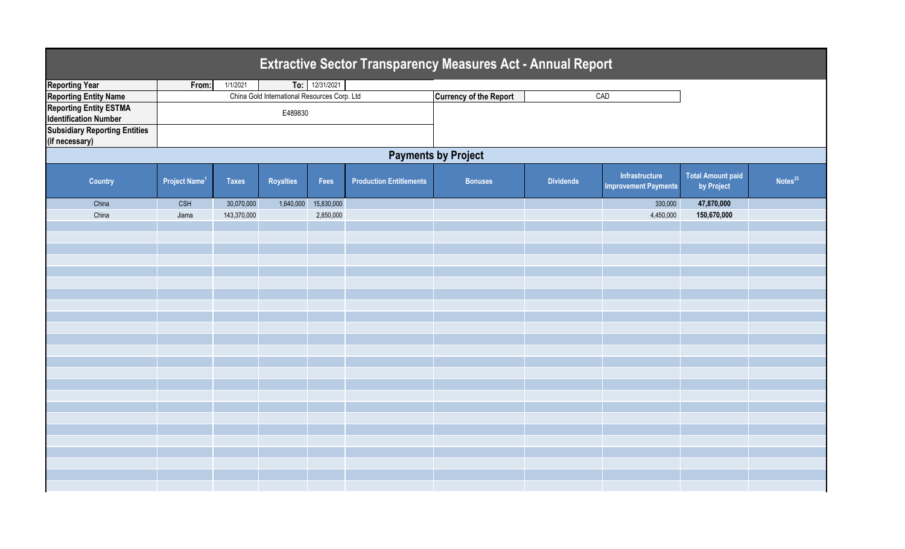# Extractive Sector Transparency Measures Act - Annual Report

| | | | |
|---|---|---|---|
| **Reporting Year** | **From:** 1/1/2021 | **To:** 12/31/2021 | |
| **Reporting Entity Name** | China Gold International Resources Corp. Ltd | **Currency of the Report** | CAD |
| **Reporting Entity ESTMA Identification Number** | E489830 | | |
| **Subsidiary Reporting Entities (if necessary)** | | | |

## Payments by Project

| Country | Project Name[1] | Taxes | Royalties | Fees | Production Entitlements | Bonuses | Dividends | Infrastructure Improvement Payments | Total Amount paid by Project | Notes[23] |
|---|---|---|---|---|---|---|---|---|---|---|
| China | CSH | 30,070,000 | 1,640,000 | 15,830,000 | | | | 330,000 | **47,870,000** | |
| China | Jiama | 143,370,000 | | 2,850,000 | | | | 4,450,000 | **150,670,000** | |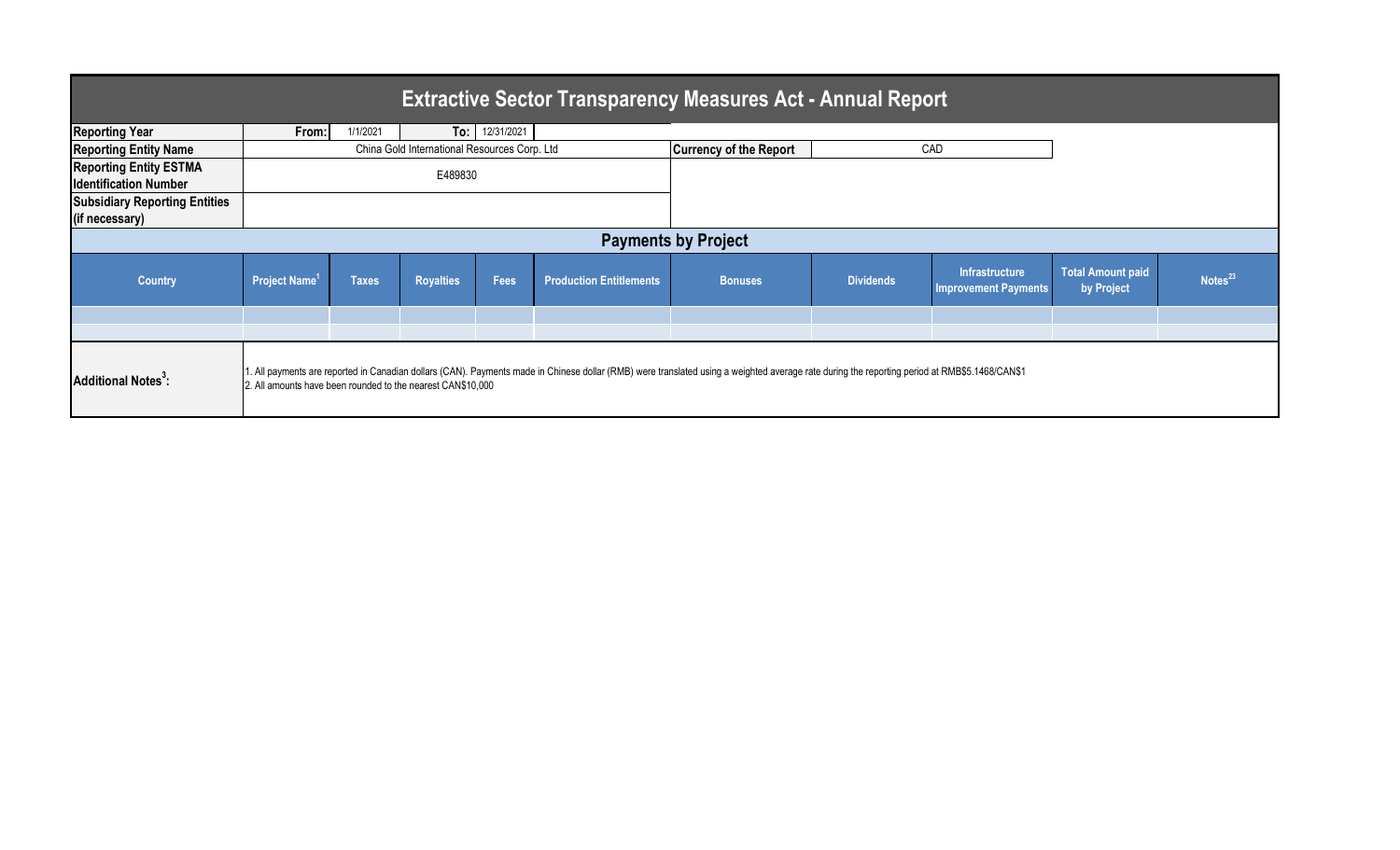# Extractive Sector Transparency Measures Act - Annual Report

| | | | |
|---|---|---|---|
| **Reporting Year** | From: 1/1/2021 | To: 12/31/2021 | |
| **Reporting Entity Name** | China Gold International Resources Corp. Ltd | **Currency of the Report** | CAD |
| **Reporting Entity ESTMA Identification Number** | E489830 | | |
| **Subsidiary Reporting Entities (if necessary)** | | | |

## Payments by Project

| Country | Project Name[1] | Taxes | Royalties | Fees | Production Entitlements | Bonuses | Dividends | Infrastructure Improvement Payments | Total Amount paid by Project | Notes[23] |
|---|---|---|---|---|---|---|---|---|---|---|
| | | | | | | | | | | |
| | | | | | | | | | | |

**Additional Notes[3]:**

1. All payments are reported in Canadian dollars (CAN). Payments made in Chinese dollar (RMB) were translated using a weighted average rate during the reporting period at RMB$5.1468/CAN$1
2. All amounts have been rounded to the nearest CAN$10,000